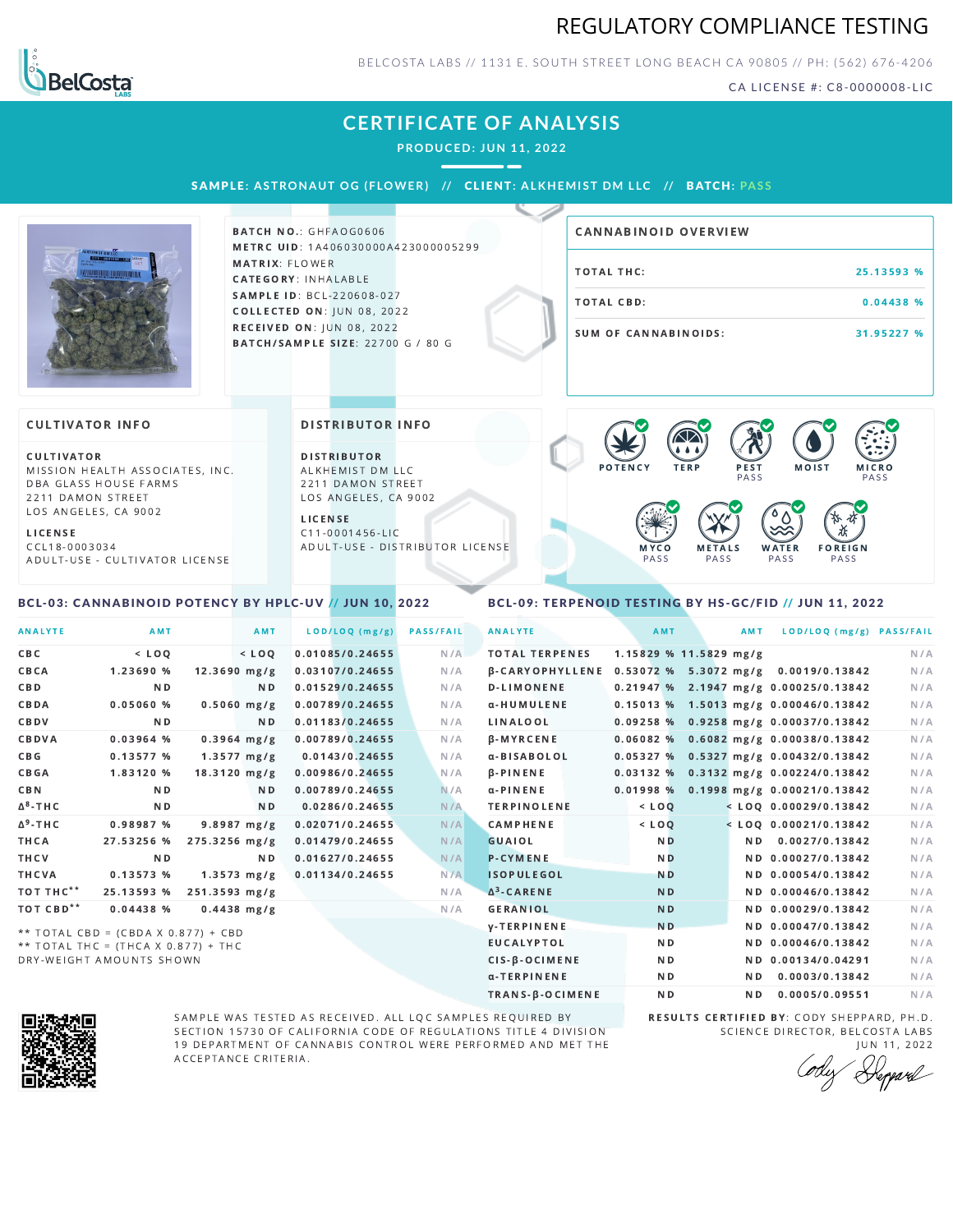# REGULATORY COMPLIANCE TESTING

BELCOSTA LABS // 1131 E. SOUTH STREET LONG BEACH CA 90805 // PH: (562) 676-4206

CA LICENSE #: C8-0000008-LIC

## CERTIFICATE OF ANALYSIS

**PRODUCED: JUN 11, 2022**

**SAMPLE:** ASTRONAUT OG (FLOWER) // **CLIENT:** ALKHEMIST DM LLC // **BATCH:** PASS

**BATCH NO.:** GHFAOG0606
**METRC UID:** 1A406030000A423000005299
**MATRIX:** FLOWER
**CATEGORY:** INHALABLE
**SAMPLE ID:** BCL-220608-027
**COLLECTED ON:** JUN 08, 2022
**RECEIVED ON:** JUN 08, 2022
**BATCH/SAMPLE SIZE:** 22700 G / 80 G

### CANNABINOID OVERVIEW

| | |
|---|---|
| TOTAL THC: | 25.13593 % |
| TOTAL CBD: | 0.04438 % |
| SUM OF CANNABINOIDS: | 31.95227 % |

### CULTIVATOR INFO

**CULTIVATOR**
MISSION HEALTH ASSOCIATES, INC.
DBA GLASS HOUSE FARMS
2211 DAMON STREET
LOS ANGELES, CA 9002

**LICENSE**
CCL18-0003034
ADULT-USE - CULTIVATOR LICENSE

### DISTRIBUTOR INFO

**DISTRIBUTOR**
ALKHEMIST DM LLC
2211 DAMON STREET
LOS ANGELES, CA 9002

**LICENSE**
C11-0001456-LIC
ADULT-USE - DISTRIBUTOR LICENSE

POTENCY | TERP | PEST PASS | MOIST | MICRO PASS | MYCO PASS | METALS PASS | WATER PASS | FOREIGN PASS

### BCL-03: CANNABINOID POTENCY BY HPLC-UV // JUN 10, 2022

| ANALYTE | AMT | AMT | LOD/LOQ (mg/g) | PASS/FAIL |
|---|---|---|---|---|
| CBC | < LOQ | < LOQ | 0.01085/0.24655 | N/A |
| CBCA | 1.23690 % | 12.3690 mg/g | 0.03107/0.24655 | N/A |
| CBD | ND | ND | 0.01529/0.24655 | N/A |
| CBDA | 0.05060 % | 0.5060 mg/g | 0.00789/0.24655 | N/A |
| CBDV | ND | ND | 0.01183/0.24655 | N/A |
| CBDVA | 0.03964 % | 0.3964 mg/g | 0.00789/0.24655 | N/A |
| CBG | 0.13577 % | 1.3577 mg/g | 0.0143/0.24655 | N/A |
| CBGA | 1.83120 % | 18.3120 mg/g | 0.00986/0.24655 | N/A |
| CBN | ND | ND | 0.00789/0.24655 | N/A |
| Δ8-THC | ND | ND | 0.0286/0.24655 | N/A |
| Δ9-THC | 0.98987 % | 9.8987 mg/g | 0.02071/0.24655 | N/A |
| THCA | 27.53256 % | 275.3256 mg/g | 0.01479/0.24655 | N/A |
| THCV | ND | ND | 0.01627/0.24655 | N/A |
| THCVA | 0.13573 % | 1.3573 mg/g | 0.01134/0.24655 | N/A |
| TOT THC** | 25.13593 % | 251.3593 mg/g | | N/A |
| TOT CBD** | 0.04438 % | 0.4438 mg/g | | N/A |

** TOTAL CBD = (CBDA X 0.877) + CBD
** TOTAL THC = (THCA X 0.877) + THC
DRY-WEIGHT AMOUNTS SHOWN

### BCL-09: TERPENOID TESTING BY HS-GC/FID // JUN 11, 2022

| ANALYTE | AMT | AMT | LOD/LOQ (mg/g) | PASS/FAIL |
|---|---|---|---|---|
| TOTAL TERPENES | 1.15829 % | 11.5829 mg/g | | N/A |
| β-CARYOPHYLLENE | 0.53072 % | 5.3072 mg/g | 0.0019/0.13842 | N/A |
| D-LIMONENE | 0.21947 % | 2.1947 mg/g | 0.00025/0.13842 | N/A |
| α-HUMULENE | 0.15013 % | 1.5013 mg/g | 0.00046/0.13842 | N/A |
| LINALOOL | 0.09258 % | 0.9258 mg/g | 0.00037/0.13842 | N/A |
| β-MYRCENE | 0.06082 % | 0.6082 mg/g | 0.00038/0.13842 | N/A |
| α-BISABOLOL | 0.05327 % | 0.5327 mg/g | 0.00432/0.13842 | N/A |
| β-PINENE | 0.03132 % | 0.3132 mg/g | 0.00224/0.13842 | N/A |
| α-PINENE | 0.01998 % | 0.1998 mg/g | 0.00021/0.13842 | N/A |
| TERPINOLENE | < LOQ | < LOQ | 0.00029/0.13842 | N/A |
| CAMPHENE | < LOQ | < LOQ | 0.00021/0.13842 | N/A |
| GUAIOL | ND | ND | 0.0027/0.13842 | N/A |
| P-CYMENE | ND | ND | 0.00027/0.13842 | N/A |
| ISOPULEGOL | ND | ND | 0.00054/0.13842 | N/A |
| Δ3-CARENE | ND | ND | 0.00046/0.13842 | N/A |
| GERANIOL | ND | ND | 0.00029/0.13842 | N/A |
| γ-TERPINENE | ND | ND | 0.00047/0.13842 | N/A |
| EUCALYPTOL | ND | ND | 0.00046/0.13842 | N/A |
| CIS-β-OCIMENE | ND | ND | 0.00134/0.04291 | N/A |
| α-TERPINENE | ND | ND | 0.0003/0.13842 | N/A |
| TRANS-β-OCIMENE | ND | ND | 0.0005/0.09551 | N/A |

SAMPLE WAS TESTED AS RECEIVED. ALL LQC SAMPLES REQUIRED BY SECTION 15730 OF CALIFORNIA CODE OF REGULATIONS TITLE 4 DIVISION 19 DEPARTMENT OF CANNABIS CONTROL WERE PERFORMED AND MET THE ACCEPTANCE CRITERIA.

**RESULTS CERTIFIED BY:** CODY SHEPPARD, PH.D.
SCIENCE DIRECTOR, BELCOSTA LABS
JUN 11, 2022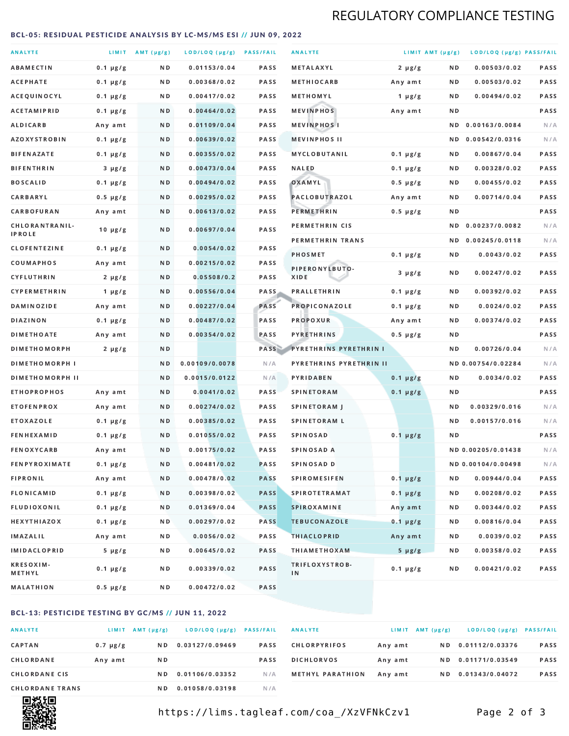# REGULATORY COMPLIANCE TESTING

## BCL-05: RESIDUAL PESTICIDE ANALYSIS BY LC-MS/MS ESI // JUN 09, 2022

| ANALYTE | LIMIT | AMT (µg/g) | LOD/LOQ (µg/g) | PASS/FAIL |
|---|---|---|---|---|
| ABAMECTIN | 0.1 µg/g | ND | 0.01153/0.04 | PASS |
| ACEPHATE | 0.1 µg/g | ND | 0.00368/0.02 | PASS |
| ACEQUINOCYL | 0.1 µg/g | ND | 0.00417/0.02 | PASS |
| ACETAMIPRID | 0.1 µg/g | ND | 0.00464/0.02 | PASS |
| ALDICARB | Any amt | ND | 0.01109/0.04 | PASS |
| AZOXYSTROBIN | 0.1 µg/g | ND | 0.00639/0.02 | PASS |
| BIFENAZATE | 0.1 µg/g | ND | 0.00355/0.02 | PASS |
| BIFENTHRIN | 3 µg/g | ND | 0.00473/0.04 | PASS |
| BOSCALID | 0.1 µg/g | ND | 0.00494/0.02 | PASS |
| CARBARYL | 0.5 µg/g | ND | 0.00295/0.02 | PASS |
| CARBOFURAN | Any amt | ND | 0.00613/0.02 | PASS |
| CHLORANTRANILIPROLE | 10 µg/g | ND | 0.00697/0.04 | PASS |
| CLOFENTEZINE | 0.1 µg/g | ND | 0.0054/0.02 | PASS |
| COUMAPHOS | Any amt | ND | 0.00215/0.02 | PASS |
| CYFLUTHRIN | 2 µg/g | ND | 0.05508/0.2 | PASS |
| CYPERMETHRIN | 1 µg/g | ND | 0.00556/0.04 | PASS |
| DAMINOZIDE | Any amt | ND | 0.00227/0.04 | PASS |
| DIAZINON | 0.1 µg/g | ND | 0.00487/0.02 | PASS |
| DIMETHOATE | Any amt | ND | 0.00354/0.02 | PASS |
| DIMETHOMORPH | 2 µg/g | ND | | PASS |
| DIMETHOMORPH I | | ND | 0.00109/0.0078 | N/A |
| DIMETHOMORPH II | | ND | 0.0015/0.0122 | N/A |
| ETHOPROPHOS | Any amt | ND | 0.0041/0.02 | PASS |
| ETOFENPROX | Any amt | ND | 0.00274/0.02 | PASS |
| ETOXAZOLE | 0.1 µg/g | ND | 0.00385/0.02 | PASS |
| FENHEXAMID | 0.1 µg/g | ND | 0.01055/0.02 | PASS |
| FENOXYCARB | Any amt | ND | 0.00175/0.02 | PASS |
| FENPYROXIMATE | 0.1 µg/g | ND | 0.00481/0.02 | PASS |
| FIPRONIL | Any amt | ND | 0.00478/0.02 | PASS |
| FLONICAMID | 0.1 µg/g | ND | 0.00398/0.02 | PASS |
| FLUDIOXONIL | 0.1 µg/g | ND | 0.01369/0.04 | PASS |
| HEXYTHIAZOX | 0.1 µg/g | ND | 0.00297/0.02 | PASS |
| IMAZALIL | Any amt | ND | 0.0056/0.02 | PASS |
| IMIDACLOPRID | 5 µg/g | ND | 0.00645/0.02 | PASS |
| KRESOXIM-METHYL | 0.1 µg/g | ND | 0.00339/0.02 | PASS |
| MALATHION | 0.5 µg/g | ND | 0.00472/0.02 | PASS |
| METALAXYL | 2 µg/g | ND | 0.00503/0.02 | PASS |
| METHIOCARB | Any amt | ND | 0.00503/0.02 | PASS |
| METHOMYL | 1 µg/g | ND | 0.00494/0.02 | PASS |
| MEVINPHOS | Any amt | ND | | PASS |
| MEVINPHOS I | | ND | 0.00163/0.0084 | N/A |
| MEVINPHOS II | | ND | 0.00542/0.0316 | N/A |
| MYCLOBUTANIL | 0.1 µg/g | ND | 0.00867/0.04 | PASS |
| NALED | 0.1 µg/g | ND | 0.00328/0.02 | PASS |
| OXAMYL | 0.5 µg/g | ND | 0.00455/0.02 | PASS |
| PACLOBUTRAZOL | Any amt | ND | 0.00714/0.04 | PASS |
| PERMETHRIN | 0.5 µg/g | ND | | PASS |
| PERMETHRIN CIS | | ND | 0.00237/0.0082 | N/A |
| PERMETHRIN TRANS | | ND | 0.00245/0.0118 | N/A |
| PHOSMET | 0.1 µg/g | ND | 0.0043/0.02 | PASS |
| PIPERONYLBUTOXIDE | 3 µg/g | ND | 0.00247/0.02 | PASS |
| PRALLETHRIN | 0.1 µg/g | ND | 0.00392/0.02 | PASS |
| PROPICONAZOLE | 0.1 µg/g | ND | 0.0024/0.02 | PASS |
| PROPOXUR | Any amt | ND | 0.00374/0.02 | PASS |
| PYRETHRINS | 0.5 µg/g | ND | | PASS |
| PYRETHRINS PYRETHRIN I | | ND | 0.00726/0.04 | N/A |
| PYRETHRINS PYRETHRIN II | | ND | 0.00754/0.02284 | N/A |
| PYRIDABEN | 0.1 µg/g | ND | 0.0034/0.02 | PASS |
| SPINETORAM | 0.1 µg/g | ND | | PASS |
| SPINETORAM J | | ND | 0.00329/0.016 | N/A |
| SPINETORAM L | | ND | 0.00157/0.016 | N/A |
| SPINOSAD | 0.1 µg/g | ND | | PASS |
| SPINOSAD A | | ND | 0.00205/0.01438 | N/A |
| SPINOSAD D | | ND | 0.00104/0.00498 | N/A |
| SPIROMESIFEN | 0.1 µg/g | ND | 0.00944/0.04 | PASS |
| SPIROTETRAMAT | 0.1 µg/g | ND | 0.00208/0.02 | PASS |
| SPIROXAMINE | Any amt | ND | 0.00344/0.02 | PASS |
| TEBUCONAZOLE | 0.1 µg/g | ND | 0.00816/0.04 | PASS |
| THIACLOPRID | Any amt | ND | 0.0039/0.02 | PASS |
| THIAMETHOXAM | 5 µg/g | ND | 0.00358/0.02 | PASS |
| TRIFLOXYSTROBIN | 0.1 µg/g | ND | 0.00421/0.02 | PASS |

## BCL-13: PESTICIDE TESTING BY GC/MS // JUN 11, 2022

| ANALYTE | LIMIT | AMT (µg/g) | LOD/LOQ (µg/g) | PASS/FAIL |
|---|---|---|---|---|
| CAPTAN | 0.7 µg/g | ND | 0.03127/0.09469 | PASS |
| CHLORDANE | Any amt | ND | | PASS |
| CHLORDANE CIS | | ND | 0.01106/0.03352 | N/A |
| CHLORDANE TRANS | | ND | 0.01058/0.03198 | N/A |
| CHLORPYRIFOS | Any amt | ND | 0.01112/0.03376 | PASS |
| DICHLORVOS | Any amt | ND | 0.01171/0.03549 | PASS |
| METHYL PARATHION | Any amt | ND | 0.01343/0.04072 | PASS |

https://lims.tagleaf.com/coa_/XzVFNkCzv1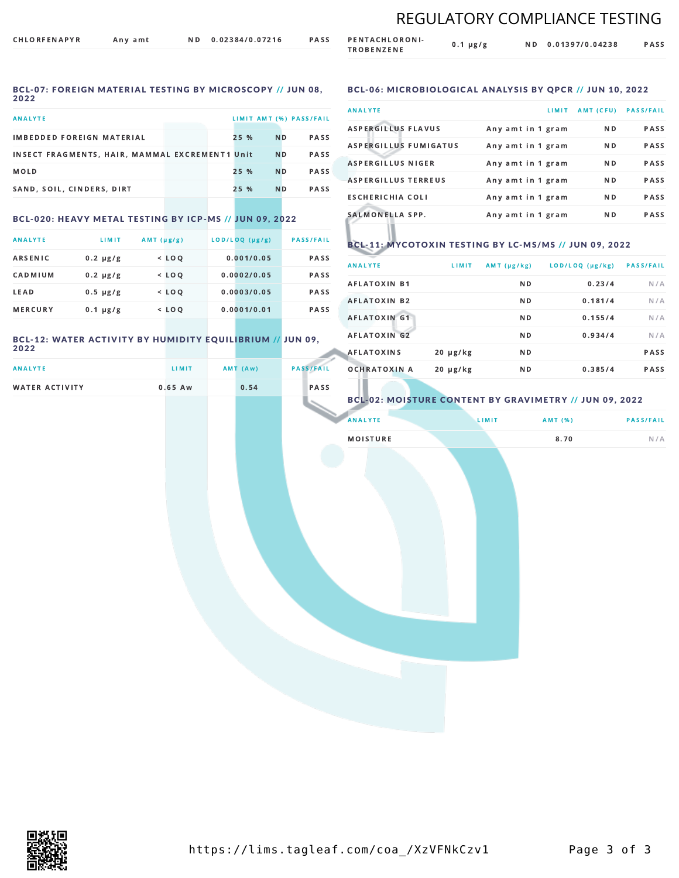# REGULATORY COMPLIANCE TESTING

| | | | | |
|---|---|---|---|---|
| CHLORFENAPYR | Any amt | ND | 0.02384/0.07216 | PASS |
| PENTACHLORONITROBENZENE | 0.1 µg/g | ND | 0.01397/0.04238 | PASS |

## BCL-07: FOREIGN MATERIAL TESTING BY MICROSCOPY // JUN 08, 2022

| ANALYTE | LIMIT | AMT (%) | PASS/FAIL |
|---|---|---|---|
| IMBEDDED FOREIGN MATERIAL | 25 % | ND | PASS |
| INSECT FRAGMENTS, HAIR, MAMMAL EXCREMENT | 1 Unit | ND | PASS |
| MOLD | 25 % | ND | PASS |
| SAND, SOIL, CINDERS, DIRT | 25 % | ND | PASS |

## BCL-020: HEAVY METAL TESTING BY ICP-MS // JUN 09, 2022

| ANALYTE | LIMIT | AMT (µg/g) | LOD/LOQ (µg/g) | PASS/FAIL |
|---|---|---|---|---|
| ARSENIC | 0.2 µg/g | < LOQ | 0.001/0.05 | PASS |
| CADMIUM | 0.2 µg/g | < LOQ | 0.0002/0.05 | PASS |
| LEAD | 0.5 µg/g | < LOQ | 0.0003/0.05 | PASS |
| MERCURY | 0.1 µg/g | < LOQ | 0.0001/0.01 | PASS |

## BCL-12: WATER ACTIVITY BY HUMIDITY EQUILIBRIUM // JUN 09, 2022

| ANALYTE | LIMIT | AMT (Aw) | PASS/FAIL |
|---|---|---|---|
| WATER ACTIVITY | 0.65 Aw | 0.54 | PASS |

## BCL-06: MICROBIOLOGICAL ANALYSIS BY QPCR // JUN 10, 2022

| ANALYTE | LIMIT | AMT (CFU) | PASS/FAIL |
|---|---|---|---|
| ASPERGILLUS FLAVUS | Any amt in 1 gram | ND | PASS |
| ASPERGILLUS FUMIGATUS | Any amt in 1 gram | ND | PASS |
| ASPERGILLUS NIGER | Any amt in 1 gram | ND | PASS |
| ASPERGILLUS TERREUS | Any amt in 1 gram | ND | PASS |
| ESCHERICHIA COLI | Any amt in 1 gram | ND | PASS |
| SALMONELLA SPP. | Any amt in 1 gram | ND | PASS |

## BCL-11: MYCOTOXIN TESTING BY LC-MS/MS // JUN 09, 2022

| ANALYTE | LIMIT | AMT (µg/kg) | LOD/LOQ (µg/kg) | PASS/FAIL |
|---|---|---|---|---|
| AFLATOXIN B1 | | ND | 0.23/4 | N/A |
| AFLATOXIN B2 | | ND | 0.181/4 | N/A |
| AFLATOXIN G1 | | ND | 0.155/4 | N/A |
| AFLATOXIN G2 | | ND | 0.934/4 | N/A |
| AFLATOXINS | 20 µg/kg | ND | | PASS |
| OCHRATOXIN A | 20 µg/kg | ND | 0.385/4 | PASS |

## BCL-02: MOISTURE CONTENT BY GRAVIMETRY // JUN 09, 2022

| ANALYTE | LIMIT | AMT (%) | PASS/FAIL |
|---|---|---|---|
| MOISTURE | | 8.70 | N/A |

https://lims.tagleaf.com/coa_/XzVFNkCzv1